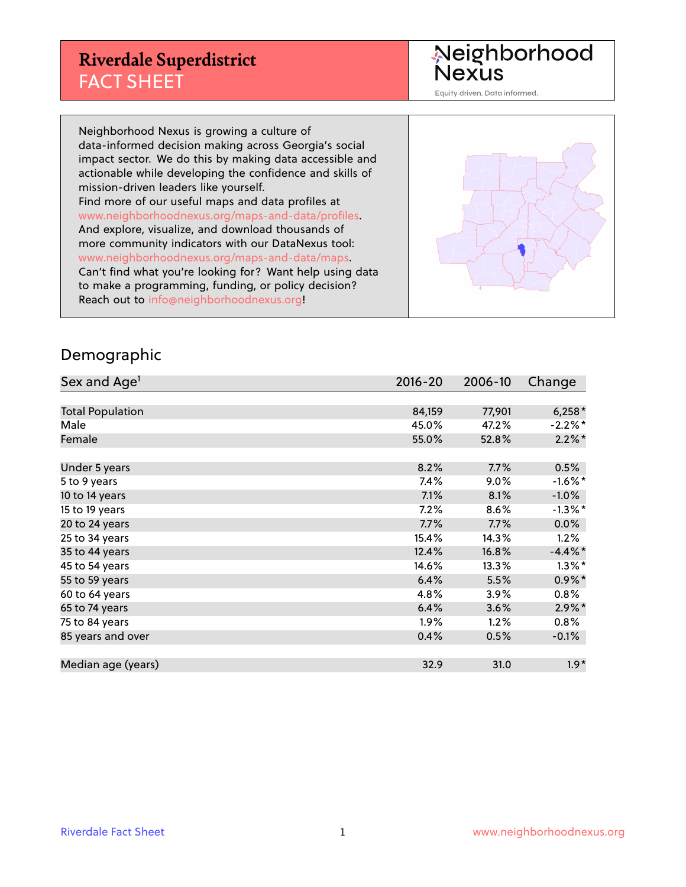# Riverdale Superdistrict
## FACT SHEET

Neighborhood Nexus

Equity driven. Data informed.

Neighborhood Nexus is growing a culture of data-informed decision making across Georgia's social impact sector. We do this by making data accessible and actionable while developing the confidence and skills of mission-driven leaders like yourself.
Find more of our useful maps and data profiles at www.neighborhoodnexus.org/maps-and-data/profiles.
And explore, visualize, and download thousands of more community indicators with our DataNexus tool: www.neighborhoodnexus.org/maps-and-data/maps.
Can't find what you're looking for? Want help using data to make a programming, funding, or policy decision?
Reach out to info@neighborhoodnexus.org!

## Demographic

| Sex and Age[1] | 2016-20 | 2006-10 | Change |
|---|---|---|---|
| Total Population | 84,159 | 77,901 | 6,258* |
| Male | 45.0% | 47.2% | -2.2%* |
| Female | 55.0% | 52.8% | 2.2%* |
| | | | |
| Under 5 years | 8.2% | 7.7% | 0.5% |
| 5 to 9 years | 7.4% | 9.0% | -1.6%* |
| 10 to 14 years | 7.1% | 8.1% | -1.0% |
| 15 to 19 years | 7.2% | 8.6% | -1.3%* |
| 20 to 24 years | 7.7% | 7.7% | 0.0% |
| 25 to 34 years | 15.4% | 14.3% | 1.2% |
| 35 to 44 years | 12.4% | 16.8% | -4.4%* |
| 45 to 54 years | 14.6% | 13.3% | 1.3%* |
| 55 to 59 years | 6.4% | 5.5% | 0.9%* |
| 60 to 64 years | 4.8% | 3.9% | 0.8% |
| 65 to 74 years | 6.4% | 3.6% | 2.9%* |
| 75 to 84 years | 1.9% | 1.2% | 0.8% |
| 85 years and over | 0.4% | 0.5% | -0.1% |
| | | | |
| Median age (years) | 32.9 | 31.0 | 1.9* |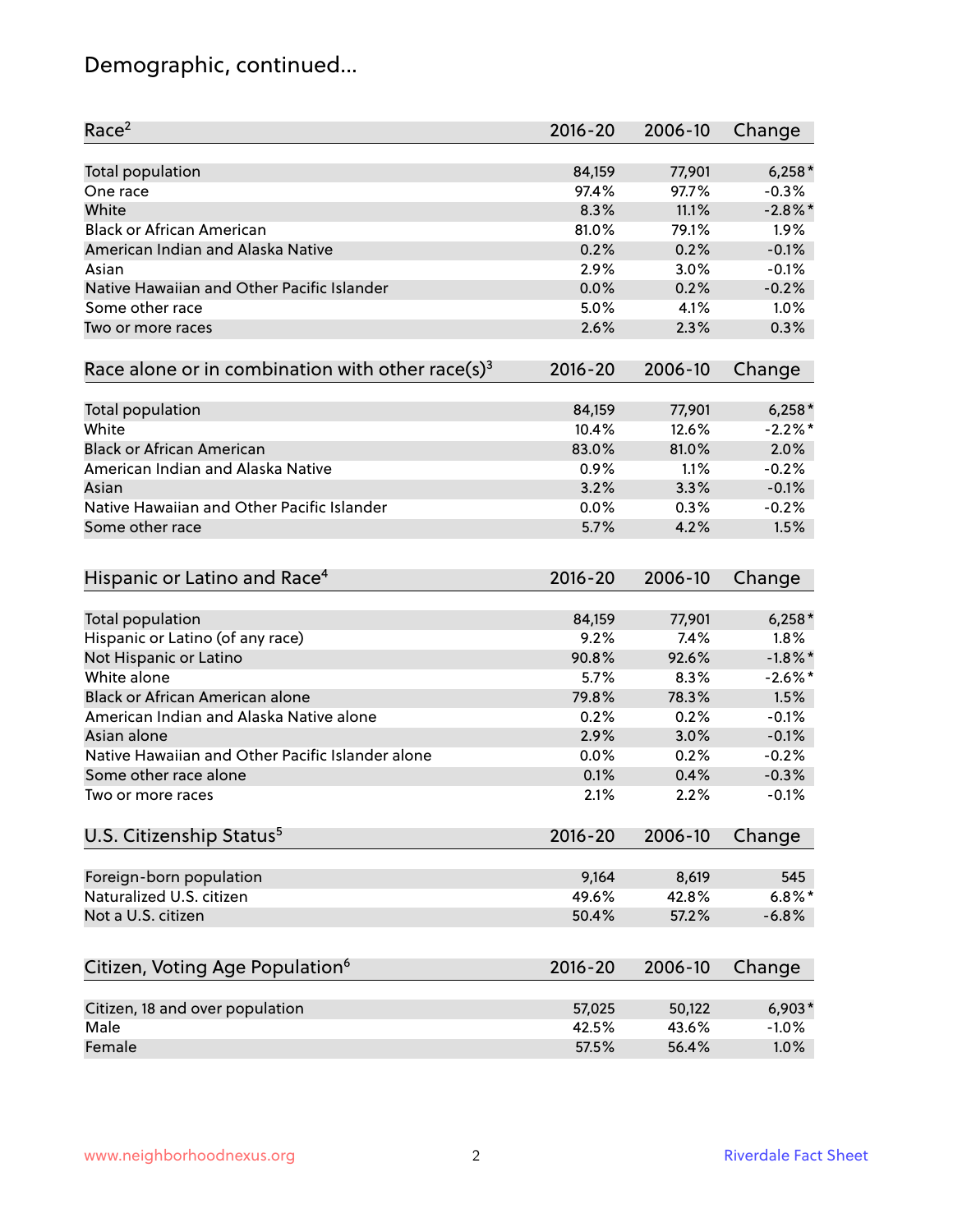## Demographic, continued...

| Race[2] | 2016-20 | 2006-10 | Change |
|---|---|---|---|
| Total population | 84,159 | 77,901 | 6,258* |
| One race | 97.4% | 97.7% | -0.3% |
| White | 8.3% | 11.1% | -2.8%* |
| Black or African American | 81.0% | 79.1% | 1.9% |
| American Indian and Alaska Native | 0.2% | 0.2% | -0.1% |
| Asian | 2.9% | 3.0% | -0.1% |
| Native Hawaiian and Other Pacific Islander | 0.0% | 0.2% | -0.2% |
| Some other race | 5.0% | 4.1% | 1.0% |
| Two or more races | 2.6% | 2.3% | 0.3% |

| Race alone or in combination with other race(s)[3] | 2016-20 | 2006-10 | Change |
|---|---|---|---|
| Total population | 84,159 | 77,901 | 6,258* |
| White | 10.4% | 12.6% | -2.2%* |
| Black or African American | 83.0% | 81.0% | 2.0% |
| American Indian and Alaska Native | 0.9% | 1.1% | -0.2% |
| Asian | 3.2% | 3.3% | -0.1% |
| Native Hawaiian and Other Pacific Islander | 0.0% | 0.3% | -0.2% |
| Some other race | 5.7% | 4.2% | 1.5% |

| Hispanic or Latino and Race[4] | 2016-20 | 2006-10 | Change |
|---|---|---|---|
| Total population | 84,159 | 77,901 | 6,258* |
| Hispanic or Latino (of any race) | 9.2% | 7.4% | 1.8% |
| Not Hispanic or Latino | 90.8% | 92.6% | -1.8%* |
| White alone | 5.7% | 8.3% | -2.6%* |
| Black or African American alone | 79.8% | 78.3% | 1.5% |
| American Indian and Alaska Native alone | 0.2% | 0.2% | -0.1% |
| Asian alone | 2.9% | 3.0% | -0.1% |
| Native Hawaiian and Other Pacific Islander alone | 0.0% | 0.2% | -0.2% |
| Some other race alone | 0.1% | 0.4% | -0.3% |
| Two or more races | 2.1% | 2.2% | -0.1% |

| U.S. Citizenship Status[5] | 2016-20 | 2006-10 | Change |
|---|---|---|---|
| Foreign-born population | 9,164 | 8,619 | 545 |
| Naturalized U.S. citizen | 49.6% | 42.8% | 6.8%* |
| Not a U.S. citizen | 50.4% | 57.2% | -6.8% |

| Citizen, Voting Age Population[6] | 2016-20 | 2006-10 | Change |
|---|---|---|---|
| Citizen, 18 and over population | 57,025 | 50,122 | 6,903* |
| Male | 42.5% | 43.6% | -1.0% |
| Female | 57.5% | 56.4% | 1.0% |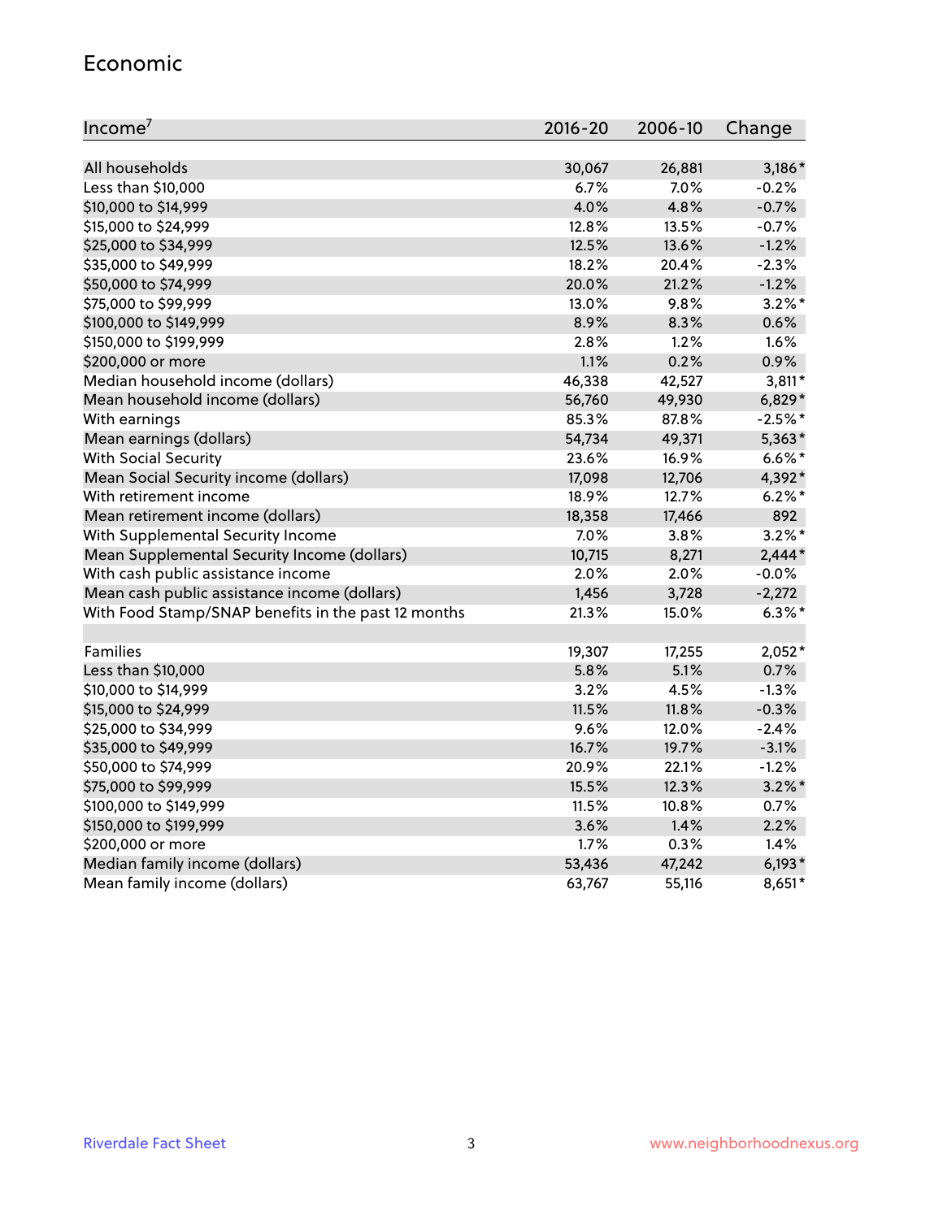## Economic

| Income[7] | 2016-20 | 2006-10 | Change |
|---|---|---|---|
| All households | 30,067 | 26,881 | 3,186* |
| Less than $10,000 | 6.7% | 7.0% | -0.2% |
| $10,000 to $14,999 | 4.0% | 4.8% | -0.7% |
| $15,000 to $24,999 | 12.8% | 13.5% | -0.7% |
| $25,000 to $34,999 | 12.5% | 13.6% | -1.2% |
| $35,000 to $49,999 | 18.2% | 20.4% | -2.3% |
| $50,000 to $74,999 | 20.0% | 21.2% | -1.2% |
| $75,000 to $99,999 | 13.0% | 9.8% | 3.2%* |
| $100,000 to $149,999 | 8.9% | 8.3% | 0.6% |
| $150,000 to $199,999 | 2.8% | 1.2% | 1.6% |
| $200,000 or more | 1.1% | 0.2% | 0.9% |
| Median household income (dollars) | 46,338 | 42,527 | 3,811* |
| Mean household income (dollars) | 56,760 | 49,930 | 6,829* |
| With earnings | 85.3% | 87.8% | -2.5%* |
| Mean earnings (dollars) | 54,734 | 49,371 | 5,363* |
| With Social Security | 23.6% | 16.9% | 6.6%* |
| Mean Social Security income (dollars) | 17,098 | 12,706 | 4,392* |
| With retirement income | 18.9% | 12.7% | 6.2%* |
| Mean retirement income (dollars) | 18,358 | 17,466 | 892 |
| With Supplemental Security Income | 7.0% | 3.8% | 3.2%* |
| Mean Supplemental Security Income (dollars) | 10,715 | 8,271 | 2,444* |
| With cash public assistance income | 2.0% | 2.0% | -0.0% |
| Mean cash public assistance income (dollars) | 1,456 | 3,728 | -2,272 |
| With Food Stamp/SNAP benefits in the past 12 months | 21.3% | 15.0% | 6.3%* |
| | | | |
| Families | 19,307 | 17,255 | 2,052* |
| Less than $10,000 | 5.8% | 5.1% | 0.7% |
| $10,000 to $14,999 | 3.2% | 4.5% | -1.3% |
| $15,000 to $24,999 | 11.5% | 11.8% | -0.3% |
| $25,000 to $34,999 | 9.6% | 12.0% | -2.4% |
| $35,000 to $49,999 | 16.7% | 19.7% | -3.1% |
| $50,000 to $74,999 | 20.9% | 22.1% | -1.2% |
| $75,000 to $99,999 | 15.5% | 12.3% | 3.2%* |
| $100,000 to $149,999 | 11.5% | 10.8% | 0.7% |
| $150,000 to $199,999 | 3.6% | 1.4% | 2.2% |
| $200,000 or more | 1.7% | 0.3% | 1.4% |
| Median family income (dollars) | 53,436 | 47,242 | 6,193* |
| Mean family income (dollars) | 63,767 | 55,116 | 8,651* |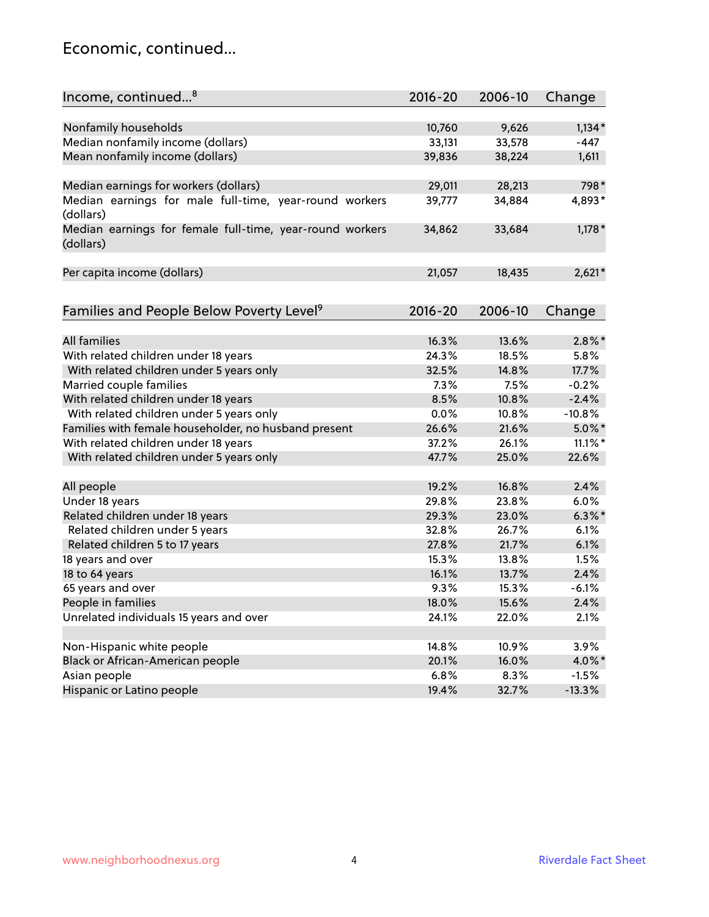## Economic, continued...

| Income, continued...[8] | 2016-20 | 2006-10 | Change |
|---|---|---|---|
| Nonfamily households | 10,760 | 9,626 | 1,134* |
| Median nonfamily income (dollars) | 33,131 | 33,578 | -447 |
| Mean nonfamily income (dollars) | 39,836 | 38,224 | 1,611 |
| Median earnings for workers (dollars) | 29,011 | 28,213 | 798* |
| Median earnings for male full-time, year-round workers (dollars) | 39,777 | 34,884 | 4,893* |
| Median earnings for female full-time, year-round workers (dollars) | 34,862 | 33,684 | 1,178* |
| Per capita income (dollars) | 21,057 | 18,435 | 2,621* |

| Families and People Below Poverty Level[9] | 2016-20 | 2006-10 | Change |
|---|---|---|---|
| All families | 16.3% | 13.6% | 2.8%* |
| With related children under 18 years | 24.3% | 18.5% | 5.8% |
| With related children under 5 years only | 32.5% | 14.8% | 17.7% |
| Married couple families | 7.3% | 7.5% | -0.2% |
| With related children under 18 years | 8.5% | 10.8% | -2.4% |
| With related children under 5 years only | 0.0% | 10.8% | -10.8% |
| Families with female householder, no husband present | 26.6% | 21.6% | 5.0%* |
| With related children under 18 years | 37.2% | 26.1% | 11.1%* |
| With related children under 5 years only | 47.7% | 25.0% | 22.6% |
| All people | 19.2% | 16.8% | 2.4% |
| Under 18 years | 29.8% | 23.8% | 6.0% |
| Related children under 18 years | 29.3% | 23.0% | 6.3%* |
| Related children under 5 years | 32.8% | 26.7% | 6.1% |
| Related children 5 to 17 years | 27.8% | 21.7% | 6.1% |
| 18 years and over | 15.3% | 13.8% | 1.5% |
| 18 to 64 years | 16.1% | 13.7% | 2.4% |
| 65 years and over | 9.3% | 15.3% | -6.1% |
| People in families | 18.0% | 15.6% | 2.4% |
| Unrelated individuals 15 years and over | 24.1% | 22.0% | 2.1% |
| Non-Hispanic white people | 14.8% | 10.9% | 3.9% |
| Black or African-American people | 20.1% | 16.0% | 4.0%* |
| Asian people | 6.8% | 8.3% | -1.5% |
| Hispanic or Latino people | 19.4% | 32.7% | -13.3% |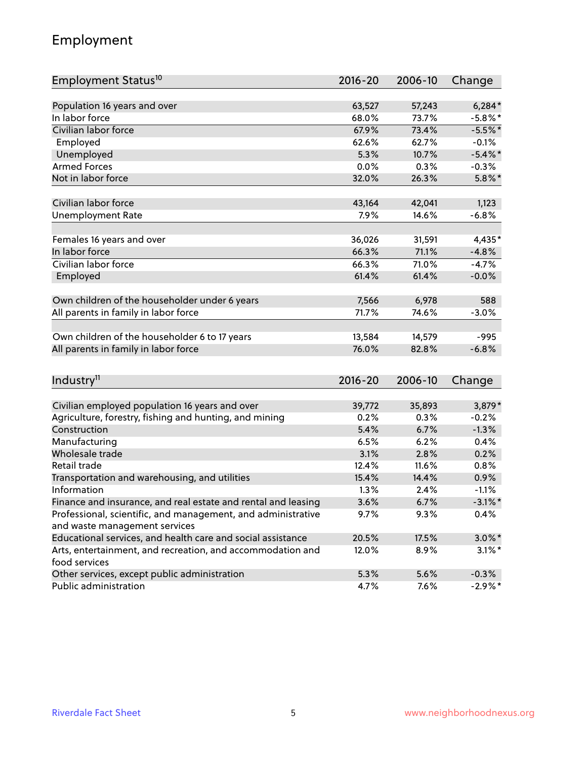## Employment

| Employment Status[10] | 2016-20 | 2006-10 | Change |
|---|---|---|---|
| Population 16 years and over | 63,527 | 57,243 | 6,284* |
| In labor force | 68.0% | 73.7% | -5.8%* |
| Civilian labor force | 67.9% | 73.4% | -5.5%* |
| Employed | 62.6% | 62.7% | -0.1% |
| Unemployed | 5.3% | 10.7% | -5.4%* |
| Armed Forces | 0.0% | 0.3% | -0.3% |
| Not in labor force | 32.0% | 26.3% | 5.8%* |
| | | | |
| Civilian labor force | 43,164 | 42,041 | 1,123 |
| Unemployment Rate | 7.9% | 14.6% | -6.8% |
| | | | |
| Females 16 years and over | 36,026 | 31,591 | 4,435* |
| In labor force | 66.3% | 71.1% | -4.8% |
| Civilian labor force | 66.3% | 71.0% | -4.7% |
| Employed | 61.4% | 61.4% | -0.0% |
| | | | |
| Own children of the householder under 6 years | 7,566 | 6,978 | 588 |
| All parents in family in labor force | 71.7% | 74.6% | -3.0% |
| | | | |
| Own children of the householder 6 to 17 years | 13,584 | 14,579 | -995 |
| All parents in family in labor force | 76.0% | 82.8% | -6.8% |

| Industry[11] | 2016-20 | 2006-10 | Change |
|---|---|---|---|
| Civilian employed population 16 years and over | 39,772 | 35,893 | 3,879* |
| Agriculture, forestry, fishing and hunting, and mining | 0.2% | 0.3% | -0.2% |
| Construction | 5.4% | 6.7% | -1.3% |
| Manufacturing | 6.5% | 6.2% | 0.4% |
| Wholesale trade | 3.1% | 2.8% | 0.2% |
| Retail trade | 12.4% | 11.6% | 0.8% |
| Transportation and warehousing, and utilities | 15.4% | 14.4% | 0.9% |
| Information | 1.3% | 2.4% | -1.1% |
| Finance and insurance, and real estate and rental and leasing | 3.6% | 6.7% | -3.1%* |
| Professional, scientific, and management, and administrative and waste management services | 9.7% | 9.3% | 0.4% |
| Educational services, and health care and social assistance | 20.5% | 17.5% | 3.0%* |
| Arts, entertainment, and recreation, and accommodation and food services | 12.0% | 8.9% | 3.1%* |
| Other services, except public administration | 5.3% | 5.6% | -0.3% |
| Public administration | 4.7% | 7.6% | -2.9%* |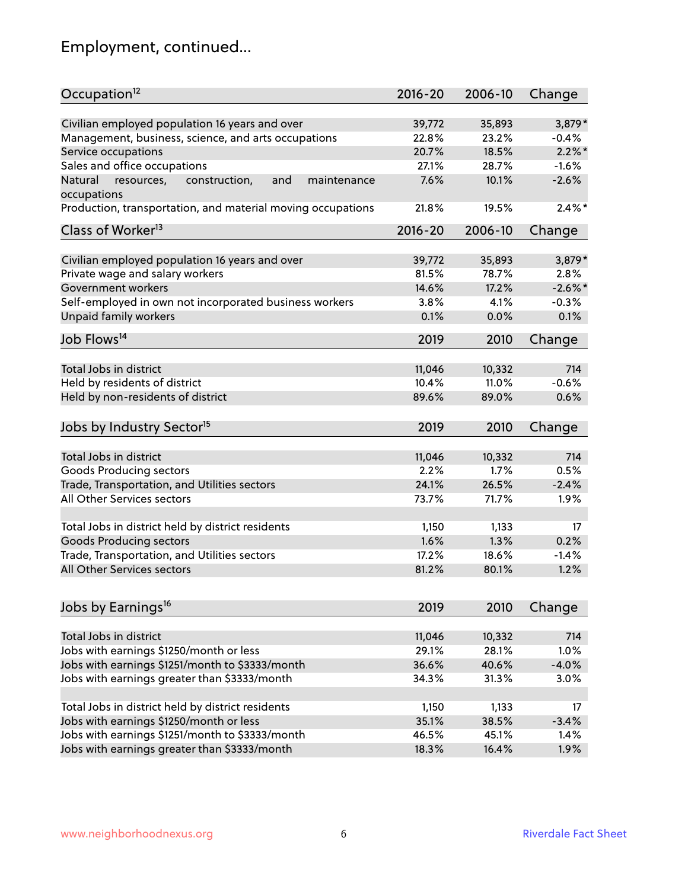## Employment, continued...

| Occupation[12] | 2016-20 | 2006-10 | Change |
|---|---|---|---|
| Civilian employed population 16 years and over | 39,772 | 35,893 | 3,879* |
| Management, business, science, and arts occupations | 22.8% | 23.2% | -0.4% |
| Service occupations | 20.7% | 18.5% | 2.2%* |
| Sales and office occupations | 27.1% | 28.7% | -1.6% |
| Natural resources, construction, and maintenance occupations | 7.6% | 10.1% | -2.6% |
| Production, transportation, and material moving occupations | 21.8% | 19.5% | 2.4%* |

| Class of Worker[13] | 2016-20 | 2006-10 | Change |
|---|---|---|---|
| Civilian employed population 16 years and over | 39,772 | 35,893 | 3,879* |
| Private wage and salary workers | 81.5% | 78.7% | 2.8% |
| Government workers | 14.6% | 17.2% | -2.6%* |
| Self-employed in own not incorporated business workers | 3.8% | 4.1% | -0.3% |
| Unpaid family workers | 0.1% | 0.0% | 0.1% |

| Job Flows[14] | 2019 | 2010 | Change |
|---|---|---|---|
| Total Jobs in district | 11,046 | 10,332 | 714 |
| Held by residents of district | 10.4% | 11.0% | -0.6% |
| Held by non-residents of district | 89.6% | 89.0% | 0.6% |

| Jobs by Industry Sector[15] | 2019 | 2010 | Change |
|---|---|---|---|
| Total Jobs in district | 11,046 | 10,332 | 714 |
| Goods Producing sectors | 2.2% | 1.7% | 0.5% |
| Trade, Transportation, and Utilities sectors | 24.1% | 26.5% | -2.4% |
| All Other Services sectors | 73.7% | 71.7% | 1.9% |
| | | | |
| Total Jobs in district held by district residents | 1,150 | 1,133 | 17 |
| Goods Producing sectors | 1.6% | 1.3% | 0.2% |
| Trade, Transportation, and Utilities sectors | 17.2% | 18.6% | -1.4% |
| All Other Services sectors | 81.2% | 80.1% | 1.2% |

| Jobs by Earnings[16] | 2019 | 2010 | Change |
|---|---|---|---|
| Total Jobs in district | 11,046 | 10,332 | 714 |
| Jobs with earnings $1250/month or less | 29.1% | 28.1% | 1.0% |
| Jobs with earnings $1251/month to $3333/month | 36.6% | 40.6% | -4.0% |
| Jobs with earnings greater than $3333/month | 34.3% | 31.3% | 3.0% |
| | | | |
| Total Jobs in district held by district residents | 1,150 | 1,133 | 17 |
| Jobs with earnings $1250/month or less | 35.1% | 38.5% | -3.4% |
| Jobs with earnings $1251/month to $3333/month | 46.5% | 45.1% | 1.4% |
| Jobs with earnings greater than $3333/month | 18.3% | 16.4% | 1.9% |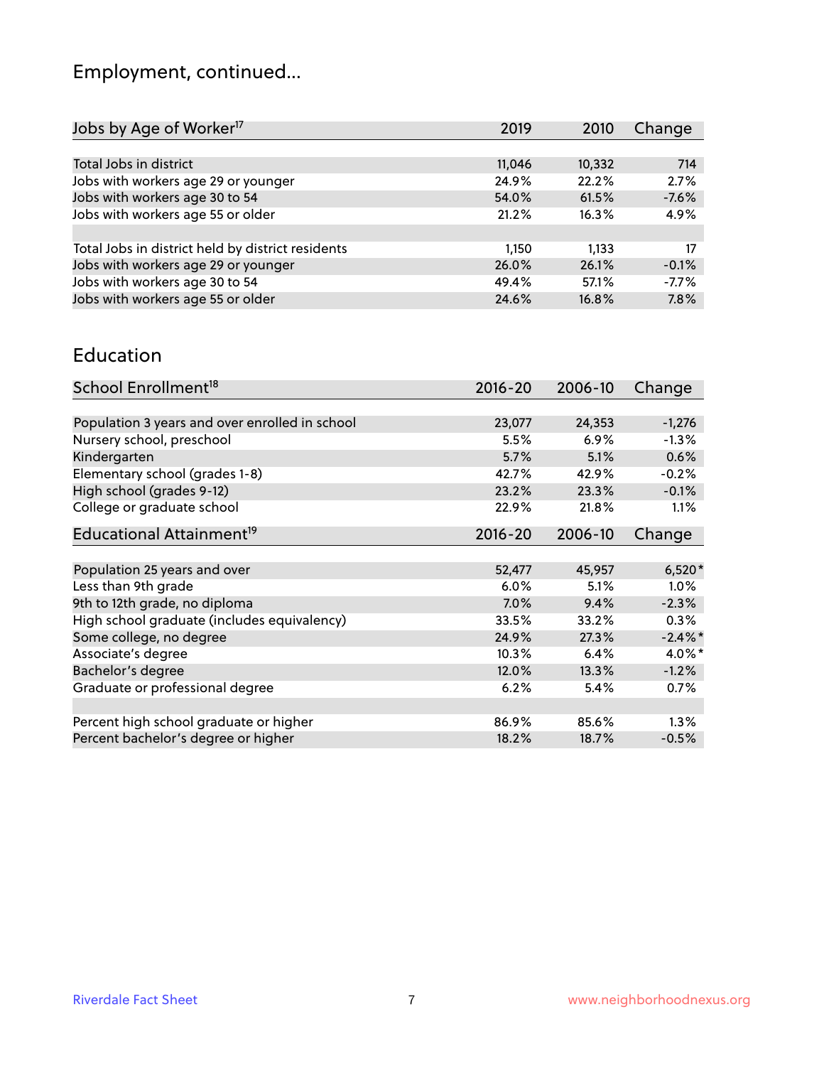# Employment, continued...

| Jobs by Age of Worker[17] | 2019 | 2010 | Change |
|---|---|---|---|
| Total Jobs in district | 11,046 | 10,332 | 714 |
| Jobs with workers age 29 or younger | 24.9% | 22.2% | 2.7% |
| Jobs with workers age 30 to 54 | 54.0% | 61.5% | -7.6% |
| Jobs with workers age 55 or older | 21.2% | 16.3% | 4.9% |
| | | | |
| Total Jobs in district held by district residents | 1,150 | 1,133 | 17 |
| Jobs with workers age 29 or younger | 26.0% | 26.1% | -0.1% |
| Jobs with workers age 30 to 54 | 49.4% | 57.1% | -7.7% |
| Jobs with workers age 55 or older | 24.6% | 16.8% | 7.8% |

## Education

| School Enrollment[18] | 2016-20 | 2006-10 | Change |
|---|---|---|---|
| Population 3 years and over enrolled in school | 23,077 | 24,353 | -1,276 |
| Nursery school, preschool | 5.5% | 6.9% | -1.3% |
| Kindergarten | 5.7% | 5.1% | 0.6% |
| Elementary school (grades 1-8) | 42.7% | 42.9% | -0.2% |
| High school (grades 9-12) | 23.2% | 23.3% | -0.1% |
| College or graduate school | 22.9% | 21.8% | 1.1% |

| Educational Attainment[19] | 2016-20 | 2006-10 | Change |
|---|---|---|---|
| Population 25 years and over | 52,477 | 45,957 | 6,520* |
| Less than 9th grade | 6.0% | 5.1% | 1.0% |
| 9th to 12th grade, no diploma | 7.0% | 9.4% | -2.3% |
| High school graduate (includes equivalency) | 33.5% | 33.2% | 0.3% |
| Some college, no degree | 24.9% | 27.3% | -2.4%* |
| Associate's degree | 10.3% | 6.4% | 4.0%* |
| Bachelor's degree | 12.0% | 13.3% | -1.2% |
| Graduate or professional degree | 6.2% | 5.4% | 0.7% |
| | | | |
| Percent high school graduate or higher | 86.9% | 85.6% | 1.3% |
| Percent bachelor's degree or higher | 18.2% | 18.7% | -0.5% |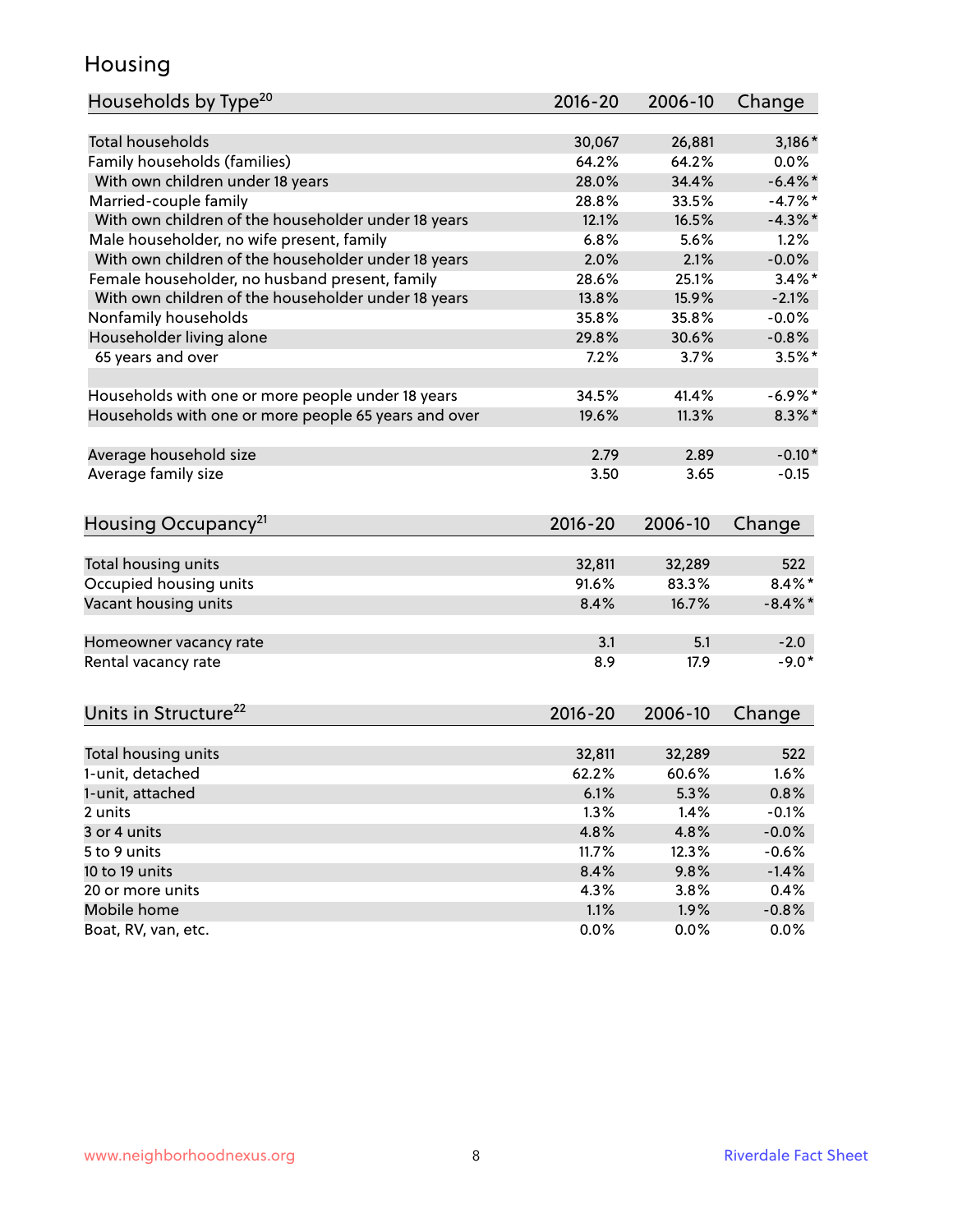## Housing

| Households by Type[20] | 2016-20 | 2006-10 | Change |
|---|---|---|---|
| Total households | 30,067 | 26,881 | 3,186* |
| Family households (families) | 64.2% | 64.2% | 0.0% |
| With own children under 18 years | 28.0% | 34.4% | -6.4%* |
| Married-couple family | 28.8% | 33.5% | -4.7%* |
| With own children of the householder under 18 years | 12.1% | 16.5% | -4.3%* |
| Male householder, no wife present, family | 6.8% | 5.6% | 1.2% |
| With own children of the householder under 18 years | 2.0% | 2.1% | -0.0% |
| Female householder, no husband present, family | 28.6% | 25.1% | 3.4%* |
| With own children of the householder under 18 years | 13.8% | 15.9% | -2.1% |
| Nonfamily households | 35.8% | 35.8% | -0.0% |
| Householder living alone | 29.8% | 30.6% | -0.8% |
| 65 years and over | 7.2% | 3.7% | 3.5%* |
| | | | |
| Households with one or more people under 18 years | 34.5% | 41.4% | -6.9%* |
| Households with one or more people 65 years and over | 19.6% | 11.3% | 8.3%* |
| | | | |
| Average household size | 2.79 | 2.89 | -0.10* |
| Average family size | 3.50 | 3.65 | -0.15 |

| Housing Occupancy[21] | 2016-20 | 2006-10 | Change |
|---|---|---|---|
| Total housing units | 32,811 | 32,289 | 522 |
| Occupied housing units | 91.6% | 83.3% | 8.4%* |
| Vacant housing units | 8.4% | 16.7% | -8.4%* |
| | | | |
| Homeowner vacancy rate | 3.1 | 5.1 | -2.0 |
| Rental vacancy rate | 8.9 | 17.9 | -9.0* |

| Units in Structure[22] | 2016-20 | 2006-10 | Change |
|---|---|---|---|
| Total housing units | 32,811 | 32,289 | 522 |
| 1-unit, detached | 62.2% | 60.6% | 1.6% |
| 1-unit, attached | 6.1% | 5.3% | 0.8% |
| 2 units | 1.3% | 1.4% | -0.1% |
| 3 or 4 units | 4.8% | 4.8% | -0.0% |
| 5 to 9 units | 11.7% | 12.3% | -0.6% |
| 10 to 19 units | 8.4% | 9.8% | -1.4% |
| 20 or more units | 4.3% | 3.8% | 0.4% |
| Mobile home | 1.1% | 1.9% | -0.8% |
| Boat, RV, van, etc. | 0.0% | 0.0% | 0.0% |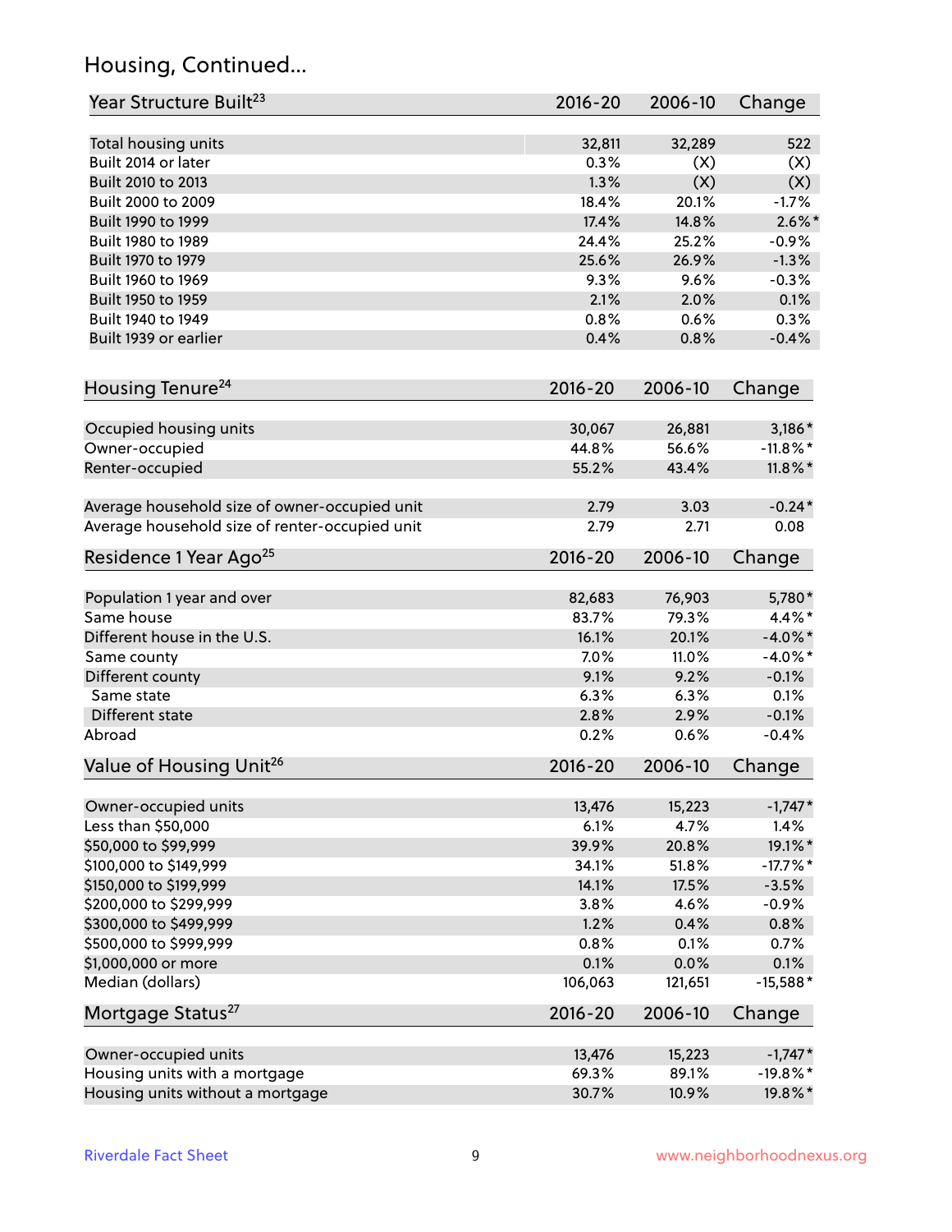## Housing, Continued...

| Year Structure Built[23] | 2016-20 | 2006-10 | Change |
|---|---|---|---|
| Total housing units | 32,811 | 32,289 | 522 |
| Built 2014 or later | 0.3% | (X) | (X) |
| Built 2010 to 2013 | 1.3% | (X) | (X) |
| Built 2000 to 2009 | 18.4% | 20.1% | -1.7% |
| Built 1990 to 1999 | 17.4% | 14.8% | 2.6%* |
| Built 1980 to 1989 | 24.4% | 25.2% | -0.9% |
| Built 1970 to 1979 | 25.6% | 26.9% | -1.3% |
| Built 1960 to 1969 | 9.3% | 9.6% | -0.3% |
| Built 1950 to 1959 | 2.1% | 2.0% | 0.1% |
| Built 1940 to 1949 | 0.8% | 0.6% | 0.3% |
| Built 1939 or earlier | 0.4% | 0.8% | -0.4% |

| Housing Tenure[24] | 2016-20 | 2006-10 | Change |
|---|---|---|---|
| Occupied housing units | 30,067 | 26,881 | 3,186* |
| Owner-occupied | 44.8% | 56.6% | -11.8%* |
| Renter-occupied | 55.2% | 43.4% | 11.8%* |
| Average household size of owner-occupied unit | 2.79 | 3.03 | -0.24* |
| Average household size of renter-occupied unit | 2.79 | 2.71 | 0.08 |

| Residence 1 Year Ago[25] | 2016-20 | 2006-10 | Change |
|---|---|---|---|
| Population 1 year and over | 82,683 | 76,903 | 5,780* |
| Same house | 83.7% | 79.3% | 4.4%* |
| Different house in the U.S. | 16.1% | 20.1% | -4.0%* |
| Same county | 7.0% | 11.0% | -4.0%* |
| Different county | 9.1% | 9.2% | -0.1% |
| Same state | 6.3% | 6.3% | 0.1% |
| Different state | 2.8% | 2.9% | -0.1% |
| Abroad | 0.2% | 0.6% | -0.4% |

| Value of Housing Unit[26] | 2016-20 | 2006-10 | Change |
|---|---|---|---|
| Owner-occupied units | 13,476 | 15,223 | -1,747* |
| Less than $50,000 | 6.1% | 4.7% | 1.4% |
| $50,000 to $99,999 | 39.9% | 20.8% | 19.1%* |
| $100,000 to $149,999 | 34.1% | 51.8% | -17.7%* |
| $150,000 to $199,999 | 14.1% | 17.5% | -3.5% |
| $200,000 to $299,999 | 3.8% | 4.6% | -0.9% |
| $300,000 to $499,999 | 1.2% | 0.4% | 0.8% |
| $500,000 to $999,999 | 0.8% | 0.1% | 0.7% |
| $1,000,000 or more | 0.1% | 0.0% | 0.1% |
| Median (dollars) | 106,063 | 121,651 | -15,588* |

| Mortgage Status[27] | 2016-20 | 2006-10 | Change |
|---|---|---|---|
| Owner-occupied units | 13,476 | 15,223 | -1,747* |
| Housing units with a mortgage | 69.3% | 89.1% | -19.8%* |
| Housing units without a mortgage | 30.7% | 10.9% | 19.8%* |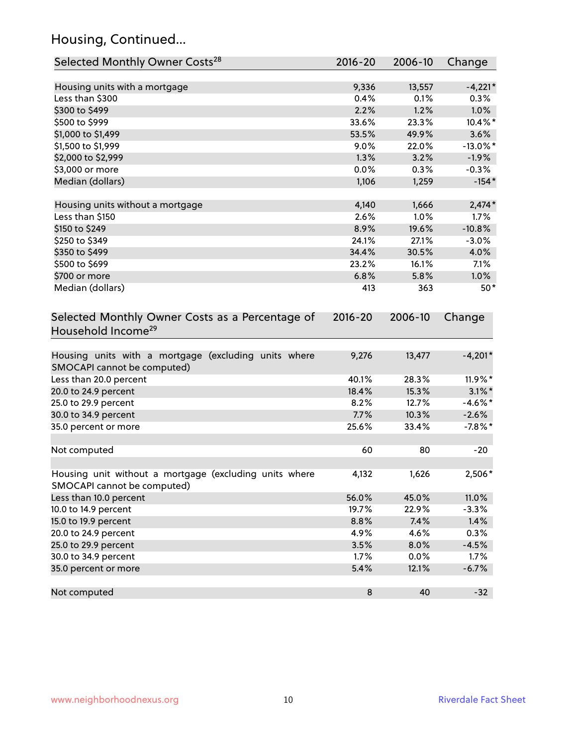## Housing, Continued...

| Selected Monthly Owner Costs[28] | 2016-20 | 2006-10 | Change |
|---|---|---|---|
| Housing units with a mortgage | 9,336 | 13,557 | -4,221* |
| Less than $300 | 0.4% | 0.1% | 0.3% |
| $300 to $499 | 2.2% | 1.2% | 1.0% |
| $500 to $999 | 33.6% | 23.3% | 10.4%* |
| $1,000 to $1,499 | 53.5% | 49.9% | 3.6% |
| $1,500 to $1,999 | 9.0% | 22.0% | -13.0%* |
| $2,000 to $2,999 | 1.3% | 3.2% | -1.9% |
| $3,000 or more | 0.0% | 0.3% | -0.3% |
| Median (dollars) | 1,106 | 1,259 | -154* |
| | | | |
| Housing units without a mortgage | 4,140 | 1,666 | 2,474* |
| Less than $150 | 2.6% | 1.0% | 1.7% |
| $150 to $249 | 8.9% | 19.6% | -10.8% |
| $250 to $349 | 24.1% | 27.1% | -3.0% |
| $350 to $499 | 34.4% | 30.5% | 4.0% |
| $500 to $699 | 23.2% | 16.1% | 7.1% |
| $700 or more | 6.8% | 5.8% | 1.0% |
| Median (dollars) | 413 | 363 | 50* |

| Selected Monthly Owner Costs as a Percentage of Household Income[29] | 2016-20 | 2006-10 | Change |
|---|---|---|---|
| Housing units with a mortgage (excluding units where SMOCAPI cannot be computed) | 9,276 | 13,477 | -4,201* |
| Less than 20.0 percent | 40.1% | 28.3% | 11.9%* |
| 20.0 to 24.9 percent | 18.4% | 15.3% | 3.1%* |
| 25.0 to 29.9 percent | 8.2% | 12.7% | -4.6%* |
| 30.0 to 34.9 percent | 7.7% | 10.3% | -2.6% |
| 35.0 percent or more | 25.6% | 33.4% | -7.8%* |
| | | | |
| Not computed | 60 | 80 | -20 |
| | | | |
| Housing unit without a mortgage (excluding units where SMOCAPI cannot be computed) | 4,132 | 1,626 | 2,506* |
| Less than 10.0 percent | 56.0% | 45.0% | 11.0% |
| 10.0 to 14.9 percent | 19.7% | 22.9% | -3.3% |
| 15.0 to 19.9 percent | 8.8% | 7.4% | 1.4% |
| 20.0 to 24.9 percent | 4.9% | 4.6% | 0.3% |
| 25.0 to 29.9 percent | 3.5% | 8.0% | -4.5% |
| 30.0 to 34.9 percent | 1.7% | 0.0% | 1.7% |
| 35.0 percent or more | 5.4% | 12.1% | -6.7% |
| | | | |
| Not computed | 8 | 40 | -32 |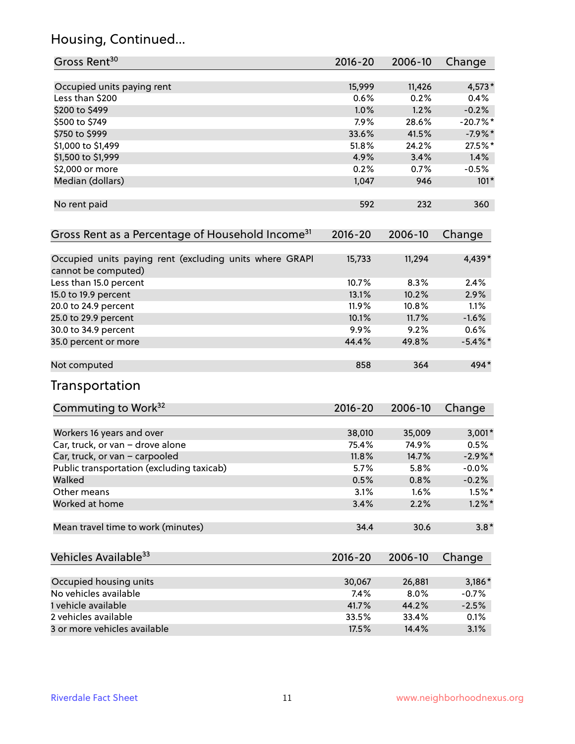## Housing, Continued...

| Gross Rent[30] | 2016-20 | 2006-10 | Change |
|---|---|---|---|
| Occupied units paying rent | 15,999 | 11,426 | 4,573* |
| Less than $200 | 0.6% | 0.2% | 0.4% |
| $200 to $499 | 1.0% | 1.2% | -0.2% |
| $500 to $749 | 7.9% | 28.6% | -20.7%* |
| $750 to $999 | 33.6% | 41.5% | -7.9%* |
| $1,000 to $1,499 | 51.8% | 24.2% | 27.5%* |
| $1,500 to $1,999 | 4.9% | 3.4% | 1.4% |
| $2,000 or more | 0.2% | 0.7% | -0.5% |
| Median (dollars) | 1,047 | 946 | 101* |
| No rent paid | 592 | 232 | 360 |

| Gross Rent as a Percentage of Household Income[31] | 2016-20 | 2006-10 | Change |
|---|---|---|---|
| Occupied units paying rent (excluding units where GRAPI cannot be computed) | 15,733 | 11,294 | 4,439* |
| Less than 15.0 percent | 10.7% | 8.3% | 2.4% |
| 15.0 to 19.9 percent | 13.1% | 10.2% | 2.9% |
| 20.0 to 24.9 percent | 11.9% | 10.8% | 1.1% |
| 25.0 to 29.9 percent | 10.1% | 11.7% | -1.6% |
| 30.0 to 34.9 percent | 9.9% | 9.2% | 0.6% |
| 35.0 percent or more | 44.4% | 49.8% | -5.4%* |
| Not computed | 858 | 364 | 494* |

## Transportation

| Commuting to Work[32] | 2016-20 | 2006-10 | Change |
|---|---|---|---|
| Workers 16 years and over | 38,010 | 35,009 | 3,001* |
| Car, truck, or van – drove alone | 75.4% | 74.9% | 0.5% |
| Car, truck, or van – carpooled | 11.8% | 14.7% | -2.9%* |
| Public transportation (excluding taxicab) | 5.7% | 5.8% | -0.0% |
| Walked | 0.5% | 0.8% | -0.2% |
| Other means | 3.1% | 1.6% | 1.5%* |
| Worked at home | 3.4% | 2.2% | 1.2%* |
| Mean travel time to work (minutes) | 34.4 | 30.6 | 3.8* |

| Vehicles Available[33] | 2016-20 | 2006-10 | Change |
|---|---|---|---|
| Occupied housing units | 30,067 | 26,881 | 3,186* |
| No vehicles available | 7.4% | 8.0% | -0.7% |
| 1 vehicle available | 41.7% | 44.2% | -2.5% |
| 2 vehicles available | 33.5% | 33.4% | 0.1% |
| 3 or more vehicles available | 17.5% | 14.4% | 3.1% |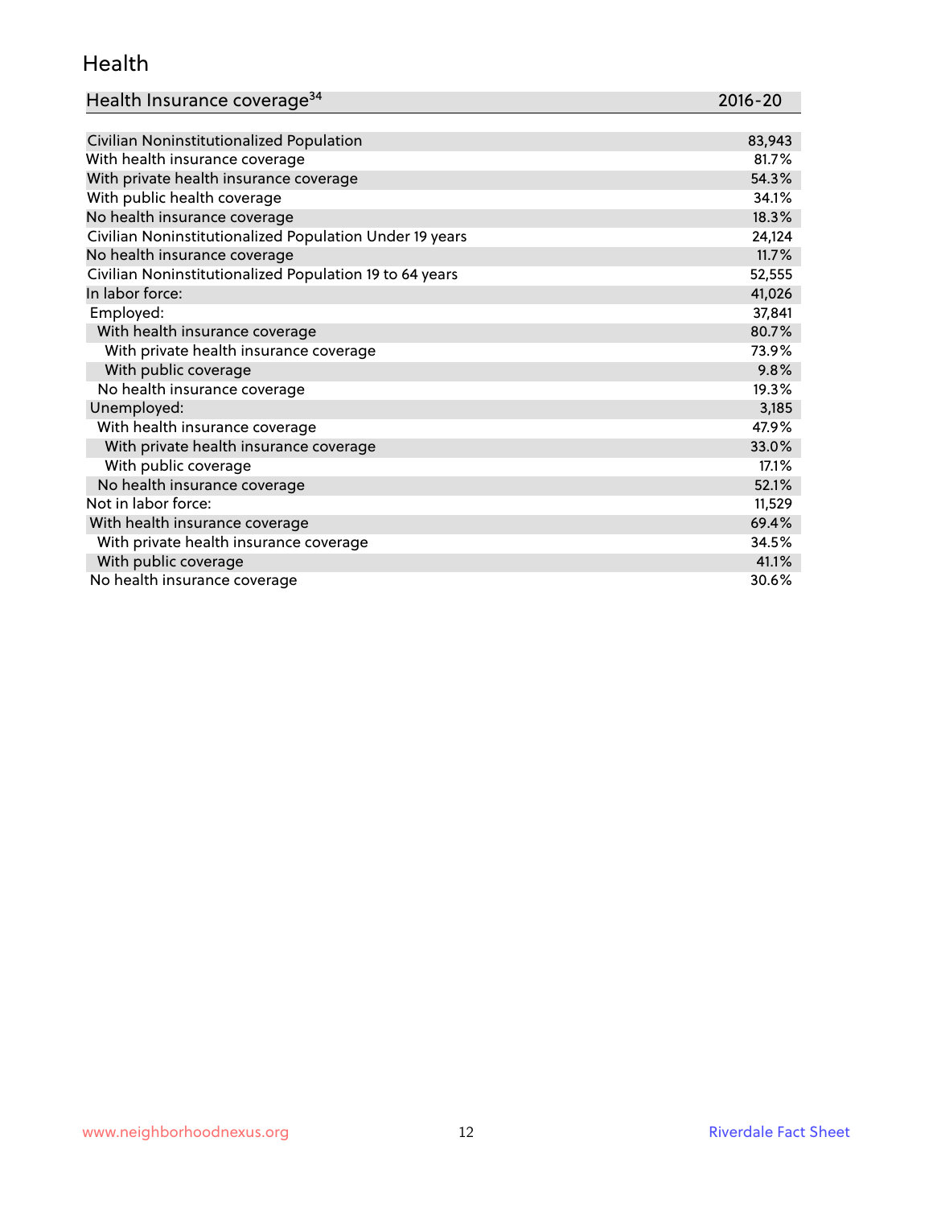## Health

| Health Insurance coverage[34] | 2016-20 |
|---|---|
| Civilian Noninstitutionalized Population | 83,943 |
| With health insurance coverage | 81.7% |
| With private health insurance coverage | 54.3% |
| With public health coverage | 34.1% |
| No health insurance coverage | 18.3% |
| Civilian Noninstitutionalized Population Under 19 years | 24,124 |
| No health insurance coverage | 11.7% |
| Civilian Noninstitutionalized Population 19 to 64 years | 52,555 |
| In labor force: | 41,026 |
| Employed: | 37,841 |
| With health insurance coverage | 80.7% |
| With private health insurance coverage | 73.9% |
| With public coverage | 9.8% |
| No health insurance coverage | 19.3% |
| Unemployed: | 3,185 |
| With health insurance coverage | 47.9% |
| With private health insurance coverage | 33.0% |
| With public coverage | 17.1% |
| No health insurance coverage | 52.1% |
| Not in labor force: | 11,529 |
| With health insurance coverage | 69.4% |
| With private health insurance coverage | 34.5% |
| With public coverage | 41.1% |
| No health insurance coverage | 30.6% |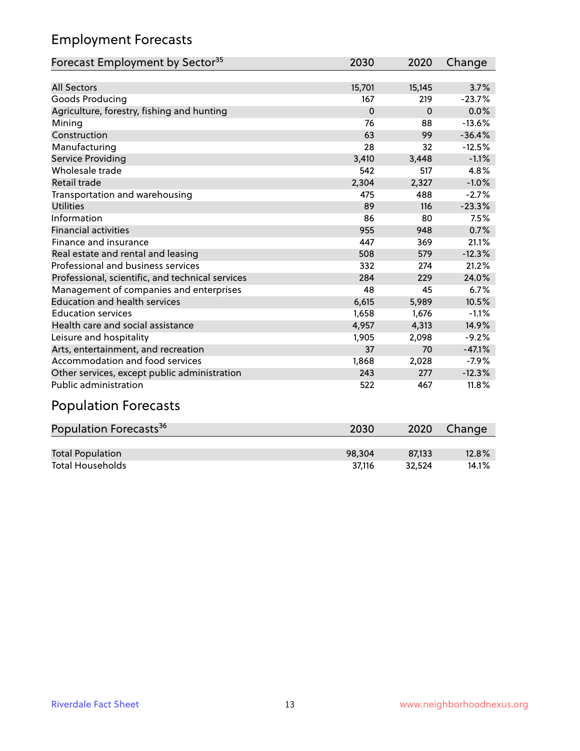## Employment Forecasts

| Forecast Employment by Sector[35] | 2030 | 2020 | Change |
|---|---|---|---|
| All Sectors | 15,701 | 15,145 | 3.7% |
| Goods Producing | 167 | 219 | -23.7% |
| Agriculture, forestry, fishing and hunting | 0 | 0 | 0.0% |
| Mining | 76 | 88 | -13.6% |
| Construction | 63 | 99 | -36.4% |
| Manufacturing | 28 | 32 | -12.5% |
| Service Providing | 3,410 | 3,448 | -1.1% |
| Wholesale trade | 542 | 517 | 4.8% |
| Retail trade | 2,304 | 2,327 | -1.0% |
| Transportation and warehousing | 475 | 488 | -2.7% |
| Utilities | 89 | 116 | -23.3% |
| Information | 86 | 80 | 7.5% |
| Financial activities | 955 | 948 | 0.7% |
| Finance and insurance | 447 | 369 | 21.1% |
| Real estate and rental and leasing | 508 | 579 | -12.3% |
| Professional and business services | 332 | 274 | 21.2% |
| Professional, scientific, and technical services | 284 | 229 | 24.0% |
| Management of companies and enterprises | 48 | 45 | 6.7% |
| Education and health services | 6,615 | 5,989 | 10.5% |
| Education services | 1,658 | 1,676 | -1.1% |
| Health care and social assistance | 4,957 | 4,313 | 14.9% |
| Leisure and hospitality | 1,905 | 2,098 | -9.2% |
| Arts, entertainment, and recreation | 37 | 70 | -47.1% |
| Accommodation and food services | 1,868 | 2,028 | -7.9% |
| Other services, except public administration | 243 | 277 | -12.3% |
| Public administration | 522 | 467 | 11.8% |

## Population Forecasts

| Population Forecasts[36] | 2030 | 2020 | Change |
|---|---|---|---|
| Total Population | 98,304 | 87,133 | 12.8% |
| Total Households | 37,116 | 32,524 | 14.1% |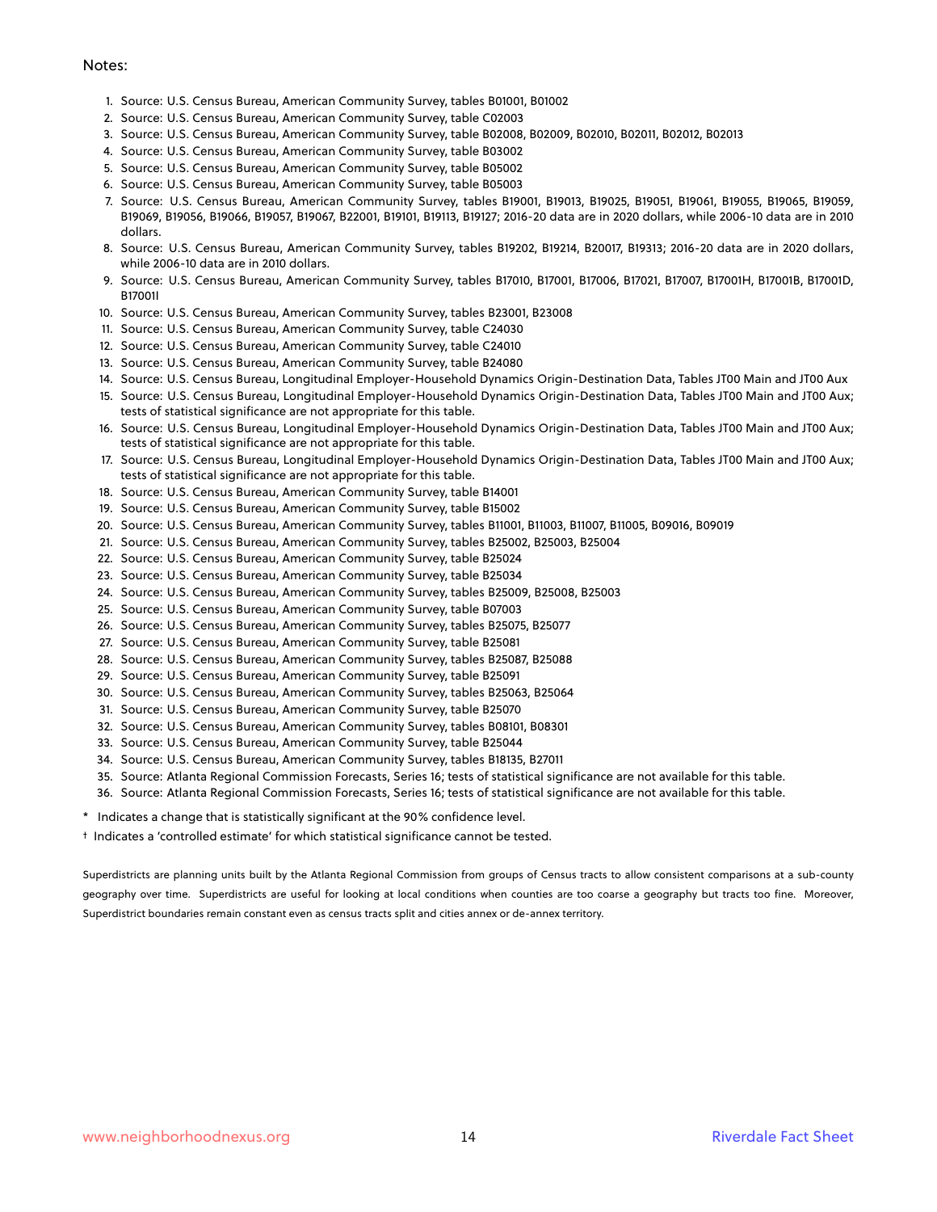Notes:

1. Source: U.S. Census Bureau, American Community Survey, tables B01001, B01002
2. Source: U.S. Census Bureau, American Community Survey, table C02003
3. Source: U.S. Census Bureau, American Community Survey, table B02008, B02009, B02010, B02011, B02012, B02013
4. Source: U.S. Census Bureau, American Community Survey, table B03002
5. Source: U.S. Census Bureau, American Community Survey, table B05002
6. Source: U.S. Census Bureau, American Community Survey, table B05003
7. Source: U.S. Census Bureau, American Community Survey, tables B19001, B19013, B19025, B19051, B19061, B19055, B19065, B19059, B19069, B19056, B19066, B19057, B19067, B22001, B19101, B19113, B19127; 2016-20 data are in 2020 dollars, while 2006-10 data are in 2010 dollars.
8. Source: U.S. Census Bureau, American Community Survey, tables B19202, B19214, B20017, B19313; 2016-20 data are in 2020 dollars, while 2006-10 data are in 2010 dollars.
9. Source: U.S. Census Bureau, American Community Survey, tables B17010, B17001, B17006, B17021, B17007, B17001H, B17001B, B17001D, B17001I
10. Source: U.S. Census Bureau, American Community Survey, tables B23001, B23008
11. Source: U.S. Census Bureau, American Community Survey, table C24030
12. Source: U.S. Census Bureau, American Community Survey, table C24010
13. Source: U.S. Census Bureau, American Community Survey, table B24080
14. Source: U.S. Census Bureau, Longitudinal Employer-Household Dynamics Origin-Destination Data, Tables JT00 Main and JT00 Aux
15. Source: U.S. Census Bureau, Longitudinal Employer-Household Dynamics Origin-Destination Data, Tables JT00 Main and JT00 Aux; tests of statistical significance are not appropriate for this table.
16. Source: U.S. Census Bureau, Longitudinal Employer-Household Dynamics Origin-Destination Data, Tables JT00 Main and JT00 Aux; tests of statistical significance are not appropriate for this table.
17. Source: U.S. Census Bureau, Longitudinal Employer-Household Dynamics Origin-Destination Data, Tables JT00 Main and JT00 Aux; tests of statistical significance are not appropriate for this table.
18. Source: U.S. Census Bureau, American Community Survey, table B14001
19. Source: U.S. Census Bureau, American Community Survey, table B15002
20. Source: U.S. Census Bureau, American Community Survey, tables B11001, B11003, B11007, B11005, B09016, B09019
21. Source: U.S. Census Bureau, American Community Survey, tables B25002, B25003, B25004
22. Source: U.S. Census Bureau, American Community Survey, table B25024
23. Source: U.S. Census Bureau, American Community Survey, table B25034
24. Source: U.S. Census Bureau, American Community Survey, tables B25009, B25008, B25003
25. Source: U.S. Census Bureau, American Community Survey, table B07003
26. Source: U.S. Census Bureau, American Community Survey, tables B25075, B25077
27. Source: U.S. Census Bureau, American Community Survey, table B25081
28. Source: U.S. Census Bureau, American Community Survey, tables B25087, B25088
29. Source: U.S. Census Bureau, American Community Survey, table B25091
30. Source: U.S. Census Bureau, American Community Survey, tables B25063, B25064
31. Source: U.S. Census Bureau, American Community Survey, table B25070
32. Source: U.S. Census Bureau, American Community Survey, tables B08101, B08301
33. Source: U.S. Census Bureau, American Community Survey, table B25044
34. Source: U.S. Census Bureau, American Community Survey, tables B18135, B27011
35. Source: Atlanta Regional Commission Forecasts, Series 16; tests of statistical significance are not available for this table.
36. Source: Atlanta Regional Commission Forecasts, Series 16; tests of statistical significance are not available for this table.

\* Indicates a change that is statistically significant at the 90% confidence level.

† Indicates a 'controlled estimate' for which statistical significance cannot be tested.

Superdistricts are planning units built by the Atlanta Regional Commission from groups of Census tracts to allow consistent comparisons at a sub-county geography over time. Superdistricts are useful for looking at local conditions when counties are too coarse a geography but tracts too fine. Moreover, Superdistrict boundaries remain constant even as census tracts split and cities annex or de-annex territory.